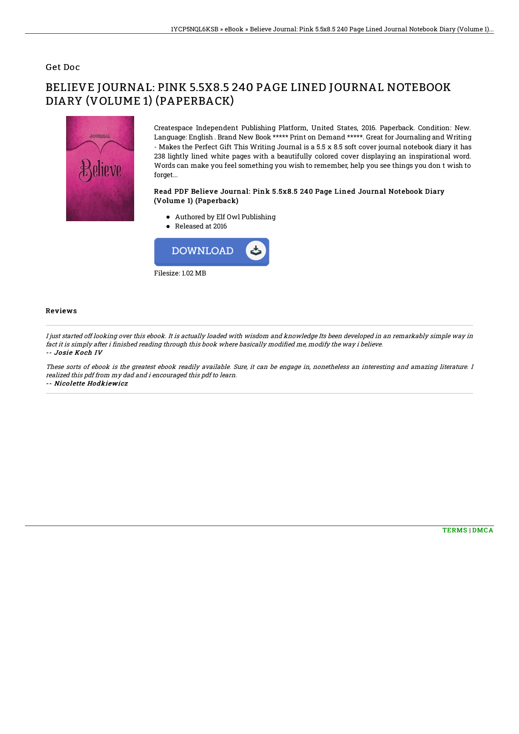Get Doc

# BELIEVE JOURNAL: PINK 5.5X8.5 240 PAGE LINED JOURNAL NOTEBOOK DIARY (VOLUME 1) (PAPERBACK)

Createspace Independent Publishing Platform, United States, 2016. Paperback. Condition: New. Language: English . Brand New Book ***** Print on Demand *****. Great for Journaling and Writing - Makes the Perfect Gift This Writing Journal is a 5.5 x 8.5 soft cover journal notebook diary it has 238 lightly lined white pages with a beautifully colored cover displaying an inspirational word. Words can make you feel something you wish to remember, help you see things you don t wish to forget...

### Read PDF Believe Journal: Pink 5.5x8.5 240 Page Lined Journal Notebook Diary (Volume 1) (Paperback)

- Authored by Elf Owl Publishing
- Released at 2016

Filesize: 1.02 MB

### Reviews

*I just started off looking over this ebook. It is actually loaded with wisdom and knowledge Its been developed in an remarkably simple way in fact it is simply after i finished reading through this book where basically modified me, modify the way i believe.*

*-- Josie Koch IV*

*These sorts of ebook is the greatest ebook readily available. Sure, it can be engage in, nonetheless an interesting and amazing literature. I realized this pdf from my dad and i encouraged this pdf to learn.*

*-- Nicolette Hodkiewicz*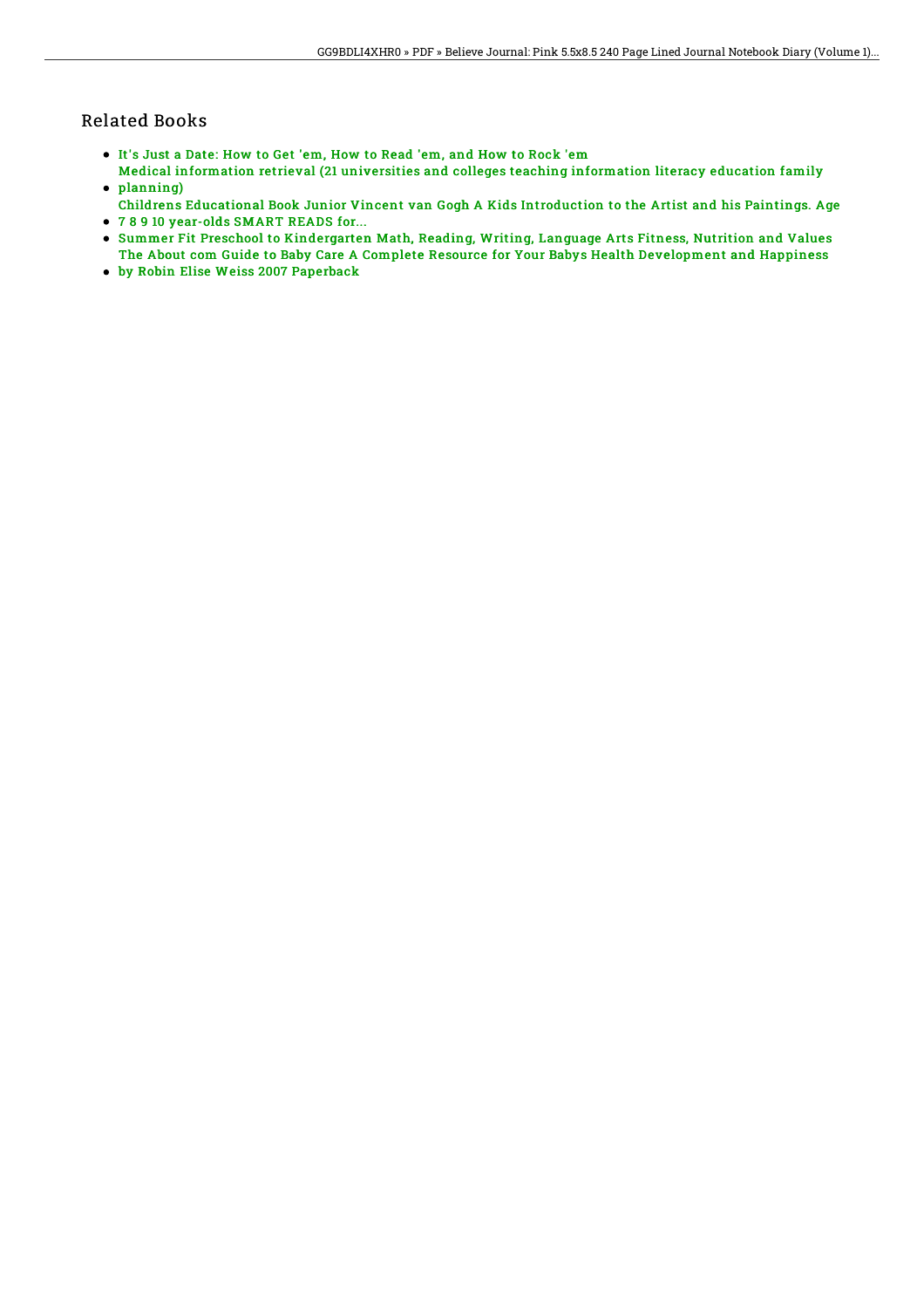## Related Books

- It's Just a Date: How to Get 'em, How to Read 'em, and How to Rock 'em
- Medical information retrieval (21 universities and colleges teaching information literacy education family planning)
- Childrens Educational Book Junior Vincent van Gogh A Kids Introduction to the Artist and his Paintings. Age 7 8 9 10 year-olds SMART READS for...
- Summer Fit Preschool to Kindergarten Math, Reading, Writing, Language Arts Fitness, Nutrition and Values
- The About com Guide to Baby Care A Complete Resource for Your Babys Health Development and Happiness by Robin Elise Weiss 2007 Paperback